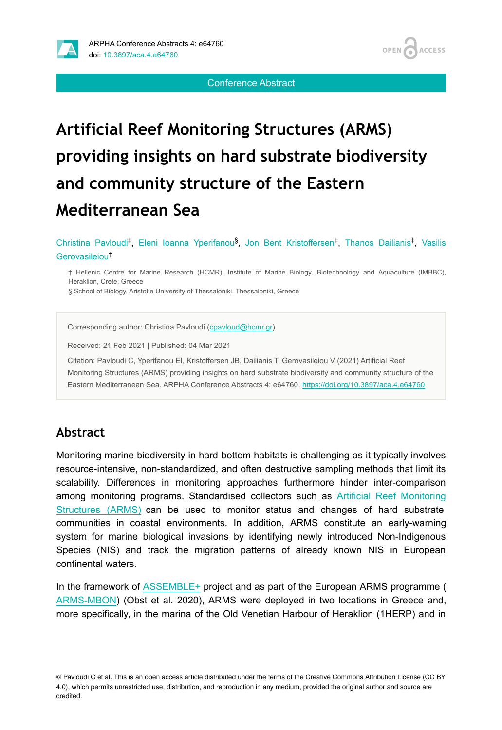Conference Abstract

# Artificial Reef Monitoring Structures (ARMS) providing insights on hard substrate biodiversity and community structure of the Eastern Mediterranean Sea

Christina Pavloudi[‡], Eleni Ioanna Yperifanou[§], Jon Bent Kristoffersen[‡], Thanos Dailianis[‡], Vasilis Gerovasileiou[‡]

‡ Hellenic Centre for Marine Research (HCMR), Institute of Marine Biology, Biotechnology and Aquaculture (IMBBC), Heraklion, Crete, Greece
§ School of Biology, Aristotle University of Thessaloniki, Thessaloniki, Greece

Corresponding author: Christina Pavloudi (cpavloud@hcmr.gr)

Received: 21 Feb 2021 | Published: 04 Mar 2021

Citation: Pavloudi C, Yperifanou EI, Kristoffersen JB, Dailianis T, Gerovasileiou V (2021) Artificial Reef Monitoring Structures (ARMS) providing insights on hard substrate biodiversity and community structure of the Eastern Mediterranean Sea. ARPHA Conference Abstracts 4: e64760. https://doi.org/10.3897/aca.4.e64760

## Abstract

Monitoring marine biodiversity in hard-bottom habitats is challenging as it typically involves resource-intensive, non-standardized, and often destructive sampling methods that limit its scalability. Differences in monitoring approaches furthermore hinder inter-comparison among monitoring programs. Standardised collectors such as Artificial Reef Monitoring Structures (ARMS) can be used to monitor status and changes of hard substrate communities in coastal environments. In addition, ARMS constitute an early-warning system for marine biological invasions by identifying newly introduced Non-Indigenous Species (NIS) and track the migration patterns of already known NIS in European continental waters.

In the framework of ASSEMBLE+ project and as part of the European ARMS programme (ARMS-MBON) (Obst et al. 2020), ARMS were deployed in two locations in Greece and, more specifically, in the marina of the Old Venetian Harbour of Heraklion (1HERP) and in

© Pavloudi C et al. This is an open access article distributed under the terms of the Creative Commons Attribution License (CC BY 4.0), which permits unrestricted use, distribution, and reproduction in any medium, provided the original author and source are credited.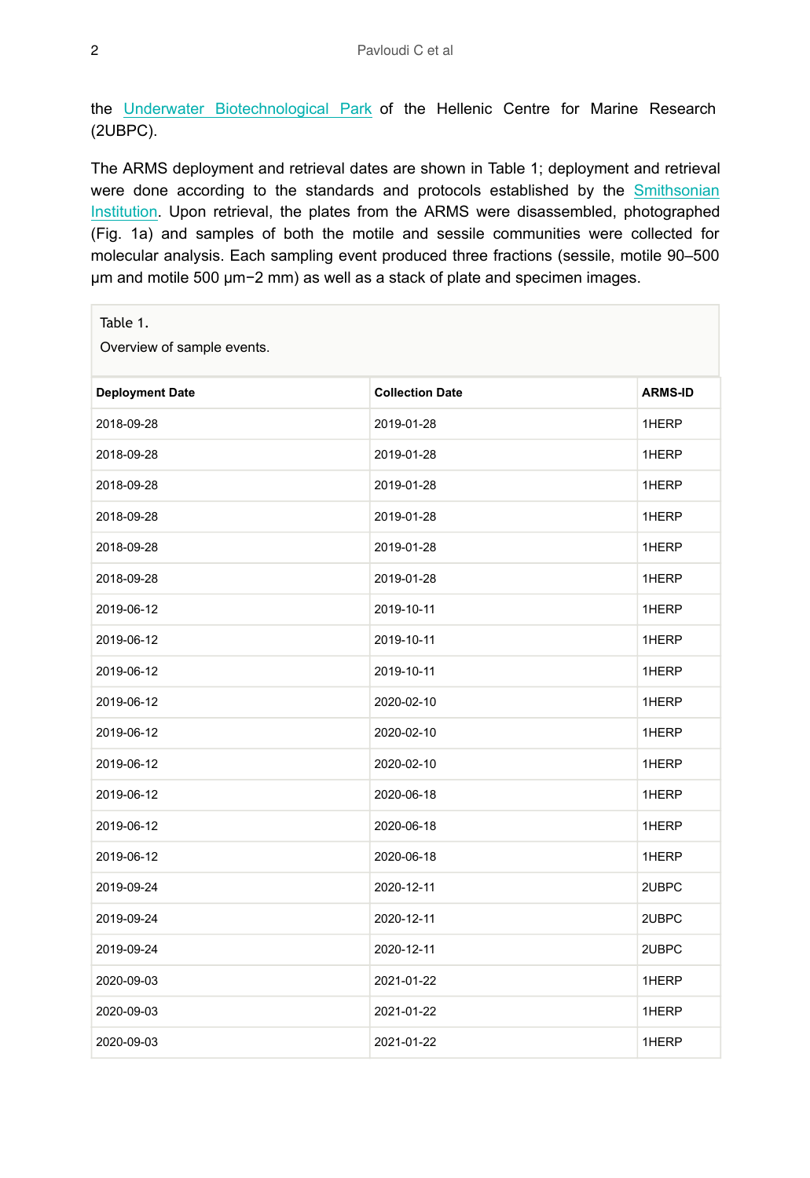the Underwater Biotechnological Park of the Hellenic Centre for Marine Research (2UBPC).

The ARMS deployment and retrieval dates are shown in Table 1; deployment and retrieval were done according to the standards and protocols established by the Smithsonian Institution. Upon retrieval, the plates from the ARMS were disassembled, photographed (Fig. 1a) and samples of both the motile and sessile communities were collected for molecular analysis. Each sampling event produced three fractions (sessile, motile 90–500 μm and motile 500 μm−2 mm) as well as a stack of plate and specimen images.

Table 1.

Overview of sample events.

| Deployment Date | Collection Date | ARMS-ID |
|---|---|---|
| 2018-09-28 | 2019-01-28 | 1HERP |
| 2018-09-28 | 2019-01-28 | 1HERP |
| 2018-09-28 | 2019-01-28 | 1HERP |
| 2018-09-28 | 2019-01-28 | 1HERP |
| 2018-09-28 | 2019-01-28 | 1HERP |
| 2018-09-28 | 2019-01-28 | 1HERP |
| 2019-06-12 | 2019-10-11 | 1HERP |
| 2019-06-12 | 2019-10-11 | 1HERP |
| 2019-06-12 | 2019-10-11 | 1HERP |
| 2019-06-12 | 2020-02-10 | 1HERP |
| 2019-06-12 | 2020-02-10 | 1HERP |
| 2019-06-12 | 2020-02-10 | 1HERP |
| 2019-06-12 | 2020-06-18 | 1HERP |
| 2019-06-12 | 2020-06-18 | 1HERP |
| 2019-06-12 | 2020-06-18 | 1HERP |
| 2019-09-24 | 2020-12-11 | 2UBPC |
| 2019-09-24 | 2020-12-11 | 2UBPC |
| 2019-09-24 | 2020-12-11 | 2UBPC |
| 2020-09-03 | 2021-01-22 | 1HERP |
| 2020-09-03 | 2021-01-22 | 1HERP |
| 2020-09-03 | 2021-01-22 | 1HERP |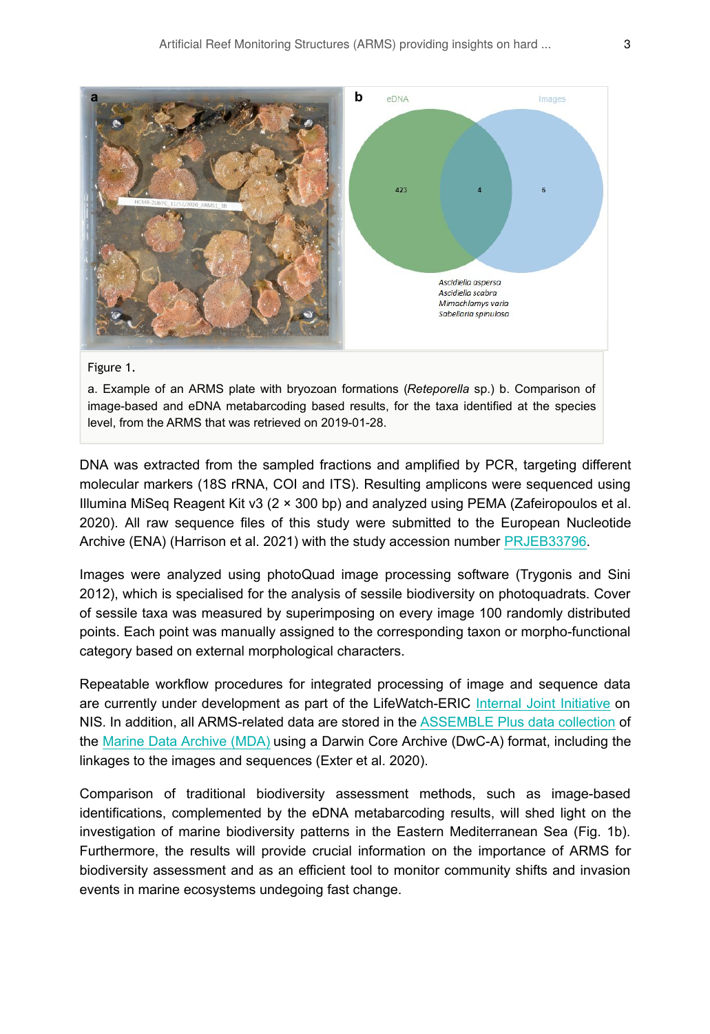Figure 1.

a. Example of an ARMS plate with bryozoan formations (*Reteporella* sp.) b. Comparison of image-based and eDNA metabarcoding based results, for the taxa identified at the species level, from the ARMS that was retrieved on 2019-01-28.

DNA was extracted from the sampled fractions and amplified by PCR, targeting different molecular markers (18S rRNA, COI and ITS). Resulting amplicons were sequenced using Illumina MiSeq Reagent Kit v3 (2 × 300 bp) and analyzed using PEMA (Zafeiropoulos et al. 2020). All raw sequence files of this study were submitted to the European Nucleotide Archive (ENA) (Harrison et al. 2021) with the study accession number PRJEB33796.

Images were analyzed using photoQuad image processing software (Trygonis and Sini 2012), which is specialised for the analysis of sessile biodiversity on photoquadrats. Cover of sessile taxa was measured by superimposing on every image 100 randomly distributed points. Each point was manually assigned to the corresponding taxon or morpho-functional category based on external morphological characters.

Repeatable workflow procedures for integrated processing of image and sequence data are currently under development as part of the LifeWatch-ERIC Internal Joint Initiative on NIS. In addition, all ARMS-related data are stored in the ASSEMBLE Plus data collection of the Marine Data Archive (MDA) using a Darwin Core Archive (DwC-A) format, including the linkages to the images and sequences (Exter et al. 2020).

Comparison of traditional biodiversity assessment methods, such as image-based identifications, complemented by the eDNA metabarcoding results, will shed light on the investigation of marine biodiversity patterns in the Eastern Mediterranean Sea (Fig. 1b). Furthermore, the results will provide crucial information on the importance of ARMS for biodiversity assessment and as an efficient tool to monitor community shifts and invasion events in marine ecosystems undegoing fast change.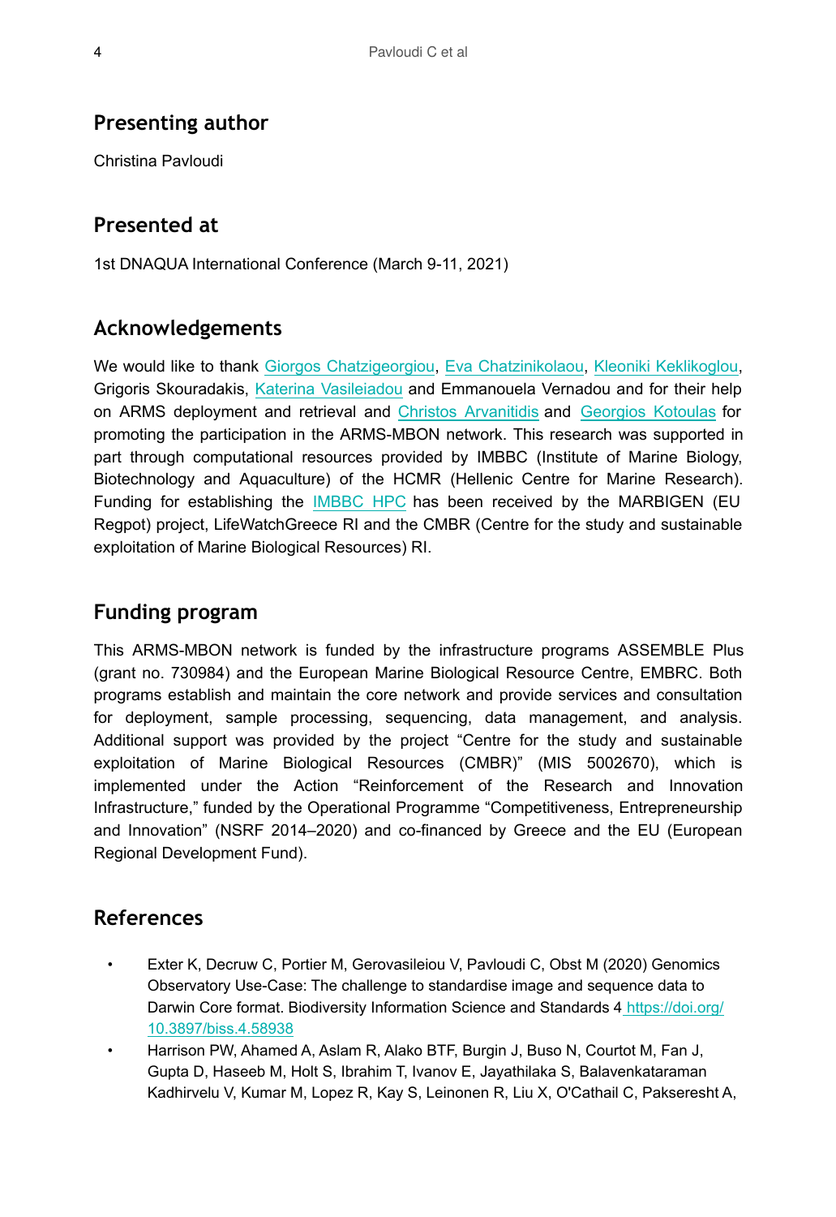## Presenting author

Christina Pavloudi

## Presented at

1st DNAQUA International Conference (March 9-11, 2021)

## Acknowledgements

We would like to thank Giorgos Chatzigeorgiou, Eva Chatzinikolaou, Kleoniki Keklikoglou, Grigoris Skouradakis, Katerina Vasileiadou and Emmanouela Vernadou and for their help on ARMS deployment and retrieval and Christos Arvanitidis and Georgios Kotoulas for promoting the participation in the ARMS-MBON network. This research was supported in part through computational resources provided by IMBBC (Institute of Marine Biology, Biotechnology and Aquaculture) of the HCMR (Hellenic Centre for Marine Research). Funding for establishing the IMBBC HPC has been received by the MARBIGEN (EU Regpot) project, LifeWatchGreece RI and the CMBR (Centre for the study and sustainable exploitation of Marine Biological Resources) RI.

## Funding program

This ARMS-MBON network is funded by the infrastructure programs ASSEMBLE Plus (grant no. 730984) and the European Marine Biological Resource Centre, EMBRC. Both programs establish and maintain the core network and provide services and consultation for deployment, sample processing, sequencing, data management, and analysis. Additional support was provided by the project "Centre for the study and sustainable exploitation of Marine Biological Resources (CMBR)" (MIS 5002670), which is implemented under the Action "Reinforcement of the Research and Innovation Infrastructure," funded by the Operational Programme "Competitiveness, Entrepreneurship and Innovation" (NSRF 2014–2020) and co-financed by Greece and the EU (European Regional Development Fund).

## References

- Exter K, Decruw C, Portier M, Gerovasileiou V, Pavloudi C, Obst M (2020) Genomics Observatory Use-Case: The challenge to standardise image and sequence data to Darwin Core format. Biodiversity Information Science and Standards 4 https://doi.org/10.3897/biss.4.58938
- Harrison PW, Ahamed A, Aslam R, Alako BTF, Burgin J, Buso N, Courtot M, Fan J, Gupta D, Haseeb M, Holt S, Ibrahim T, Ivanov E, Jayathilaka S, Balavenkataraman Kadhirvelu V, Kumar M, Lopez R, Kay S, Leinonen R, Liu X, O'Cathail C, Pakseresht A,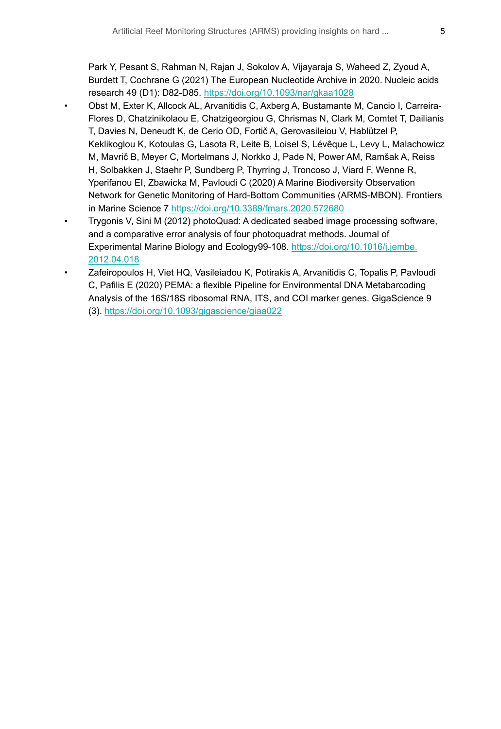Park Y, Pesant S, Rahman N, Rajan J, Sokolov A, Vijayaraja S, Waheed Z, Zyoud A, Burdett T, Cochrane G (2021) The European Nucleotide Archive in 2020. Nucleic acids research 49 (D1): D82-D85. https://doi.org/10.1093/nar/gkaa1028

- Obst M, Exter K, Allcock AL, Arvanitidis C, Axberg A, Bustamante M, Cancio I, Carreira-Flores D, Chatzinikolaou E, Chatzigeorgiou G, Chrismas N, Clark M, Comtet T, Dailianis T, Davies N, Deneudt K, de Cerio OD, Fortič A, Gerovasileiou V, Hablützel P, Keklikoglou K, Kotoulas G, Lasota R, Leite B, Loisel S, Lévêque L, Levy L, Malachowicz M, Mavrič B, Meyer C, Mortelmans J, Norkko J, Pade N, Power AM, Ramšak A, Reiss H, Solbakken J, Staehr P, Sundberg P, Thyrring J, Troncoso J, Viard F, Wenne R, Yperifanou EI, Zbawicka M, Pavloudi C (2020) A Marine Biodiversity Observation Network for Genetic Monitoring of Hard-Bottom Communities (ARMS-MBON). Frontiers in Marine Science 7 https://doi.org/10.3389/fmars.2020.572680
- Trygonis V, Sini M (2012) photoQuad: A dedicated seabed image processing software, and a comparative error analysis of four photoquadrat methods. Journal of Experimental Marine Biology and Ecology99-108. https://doi.org/10.1016/j.jembe.2012.04.018
- Zafeiropoulos H, Viet HQ, Vasileiadou K, Potirakis A, Arvanitidis C, Topalis P, Pavloudi C, Pafilis E (2020) PEMA: a flexible Pipeline for Environmental DNA Metabarcoding Analysis of the 16S/18S ribosomal RNA, ITS, and COI marker genes. GigaScience 9 (3). https://doi.org/10.1093/gigascience/giaa022